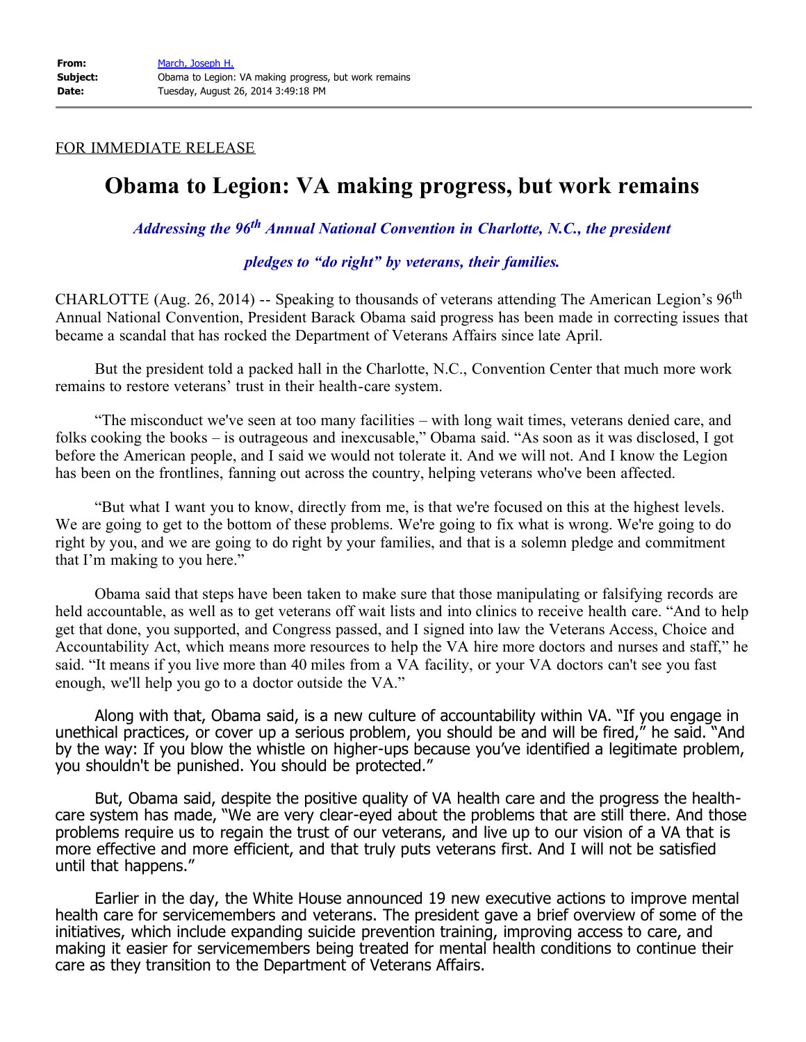**From:** March, Joseph H.
**Subject:** Obama to Legion: VA making progress, but work remains
**Date:** Tuesday, August 26, 2014 3:49:18 PM

FOR IMMEDIATE RELEASE

# Obama to Legion: VA making progress, but work remains

***Addressing the 96th Annual National Convention in Charlotte, N.C., the president pledges to "do right" by veterans, their families.***

CHARLOTTE (Aug. 26, 2014) -- Speaking to thousands of veterans attending The American Legion's 96th Annual National Convention, President Barack Obama said progress has been made in correcting issues that became a scandal that has rocked the Department of Veterans Affairs since late April.

But the president told a packed hall in the Charlotte, N.C., Convention Center that much more work remains to restore veterans' trust in their health-care system.

"The misconduct we've seen at too many facilities – with long wait times, veterans denied care, and folks cooking the books – is outrageous and inexcusable," Obama said. "As soon as it was disclosed, I got before the American people, and I said we would not tolerate it. And we will not. And I know the Legion has been on the frontlines, fanning out across the country, helping veterans who've been affected.

"But what I want you to know, directly from me, is that we're focused on this at the highest levels. We are going to get to the bottom of these problems. We're going to fix what is wrong. We're going to do right by you, and we are going to do right by your families, and that is a solemn pledge and commitment that I'm making to you here."

Obama said that steps have been taken to make sure that those manipulating or falsifying records are held accountable, as well as to get veterans off wait lists and into clinics to receive health care. "And to help get that done, you supported, and Congress passed, and I signed into law the Veterans Access, Choice and Accountability Act, which means more resources to help the VA hire more doctors and nurses and staff," he said. "It means if you live more than 40 miles from a VA facility, or your VA doctors can't see you fast enough, we'll help you go to a doctor outside the VA."

Along with that, Obama said, is a new culture of accountability within VA. "If you engage in unethical practices, or cover up a serious problem, you should be and will be fired," he said. "And by the way: If you blow the whistle on higher-ups because you've identified a legitimate problem, you shouldn't be punished. You should be protected."

But, Obama said, despite the positive quality of VA health care and the progress the health-care system has made, "We are very clear-eyed about the problems that are still there. And those problems require us to regain the trust of our veterans, and live up to our vision of a VA that is more effective and more efficient, and that truly puts veterans first. And I will not be satisfied until that happens."

Earlier in the day, the White House announced 19 new executive actions to improve mental health care for servicemembers and veterans. The president gave a brief overview of some of the initiatives, which include expanding suicide prevention training, improving access to care, and making it easier for servicemembers being treated for mental health conditions to continue their care as they transition to the Department of Veterans Affairs.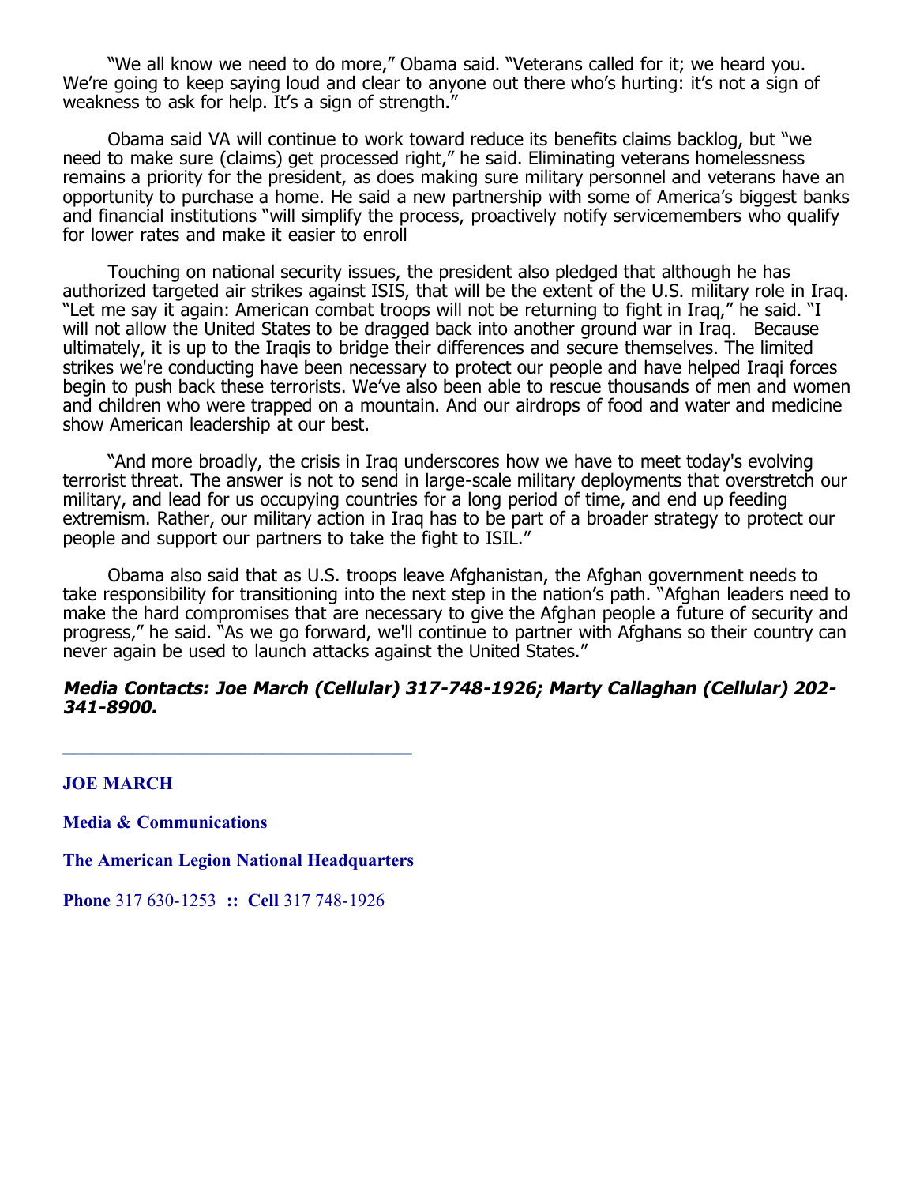"We all know we need to do more," Obama said. "Veterans called for it; we heard you. We're going to keep saying loud and clear to anyone out there who's hurting: it's not a sign of weakness to ask for help. It's a sign of strength."

Obama said VA will continue to work toward reduce its benefits claims backlog, but "we need to make sure (claims) get processed right," he said. Eliminating veterans homelessness remains a priority for the president, as does making sure military personnel and veterans have an opportunity to purchase a home. He said a new partnership with some of America's biggest banks and financial institutions "will simplify the process, proactively notify servicemembers who qualify for lower rates and make it easier to enroll

Touching on national security issues, the president also pledged that although he has authorized targeted air strikes against ISIS, that will be the extent of the U.S. military role in Iraq. "Let me say it again: American combat troops will not be returning to fight in Iraq," he said. "I will not allow the United States to be dragged back into another ground war in Iraq. Because ultimately, it is up to the Iraqis to bridge their differences and secure themselves. The limited strikes we're conducting have been necessary to protect our people and have helped Iraqi forces begin to push back these terrorists. We've also been able to rescue thousands of men and women and children who were trapped on a mountain. And our airdrops of food and water and medicine show American leadership at our best.

"And more broadly, the crisis in Iraq underscores how we have to meet today's evolving terrorist threat. The answer is not to send in large-scale military deployments that overstretch our military, and lead for us occupying countries for a long period of time, and end up feeding extremism. Rather, our military action in Iraq has to be part of a broader strategy to protect our people and support our partners to take the fight to ISIL."

Obama also said that as U.S. troops leave Afghanistan, the Afghan government needs to take responsibility for transitioning into the next step in the nation's path. "Afghan leaders need to make the hard compromises that are necessary to give the Afghan people a future of security and progress," he said. "As we go forward, we'll continue to partner with Afghans so their country can never again be used to launch attacks against the United States."

***Media Contacts: Joe March (Cellular) 317-748-1926; Marty Callaghan (Cellular) 202-341-8900.***

---

**JOE MARCH**

**Media & Communications**

**The American Legion National Headquarters**

**Phone** 317 630-1253 **::** **Cell** 317 748-1926